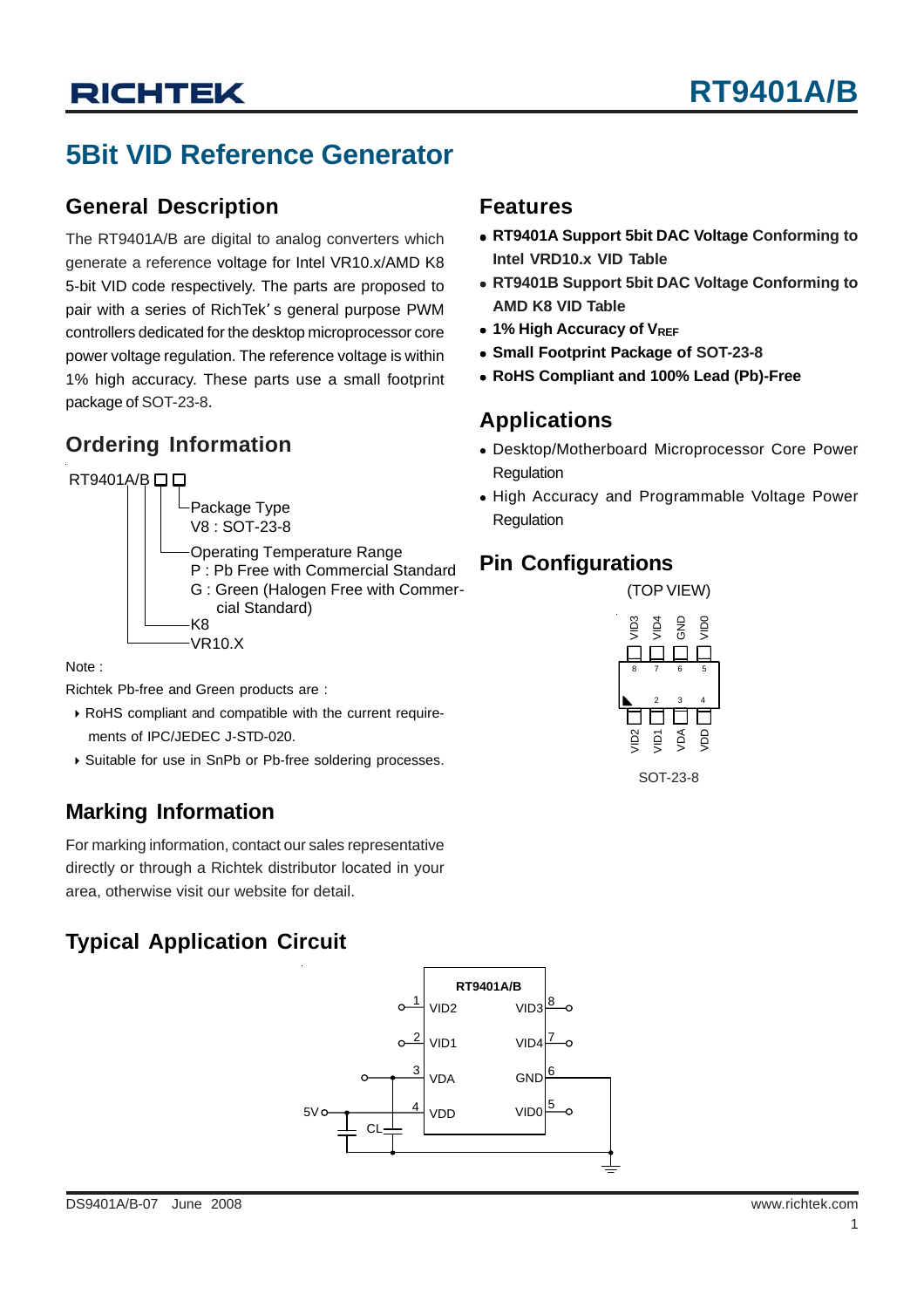# RT9401A/B

## 5Bit VID Reference Generator

## General Description

The RT9401A/B are digital to analog converters which generate a reference voltage for Intel VR10.x/AMD K8 5-bit VID code respectively. The parts are proposed to pair with a series of RichTek's general purpose PWM controllers dedicated for the desktop microprocessor core power voltage regulation. The reference voltage is within 1% high accuracy. These parts use a small footprint package of SOT-23-8.

## Ordering Information

RT9401A/B □ □

- Package Type
  - V8 : SOT-23-8
- Operating Temperature Range
  - P : Pb Free with Commercial Standard
  - G : Green (Halogen Free with Commercial Standard)
- K8
- VR10.X

Note :

Richtek Pb-free and Green products are :

- RoHS compliant and compatible with the current requirements of IPC/JEDEC J-STD-020.
- Suitable for use in SnPb or Pb-free soldering processes.

## Marking Information

For marking information, contact our sales representative directly or through a Richtek distributor located in your area, otherwise visit our website for detail.

## Features

- **RT9401A Support 5bit DAC Voltage Conforming to Intel VRD10.x VID Table**
- **RT9401B Support 5bit DAC Voltage Conforming to AMD K8 VID Table**
- **1% High Accuracy of $V_{REF}$**
- **Small Footprint Package of SOT-23-8**
- **RoHS Compliant and 100% Lead (Pb)-Free**

## Applications

- Desktop/Motherboard Microprocessor Core Power Regulation
- High Accuracy and Programmable Voltage Power Regulation

## Pin Configurations

(TOP VIEW)

| Pin | 8 | 7 | 6 | 5 |
|---|---|---|---|---|
| Name | VID3 | VID4 | GND | VID0 |

| Pin | 1 | 2 | 3 | 4 |
|---|---|---|---|---|
| Name | VID2 | VID1 | VDA | VDD |

SOT-23-8

## Typical Application Circuit

RT9401A/B: pin 1 VID2, pin 2 VID1, pin 3 VDA, pin 4 VDD (5V, with CL to GND), pin 8 VID3, pin 7 VID4, pin 6 GND, pin 5 VID0.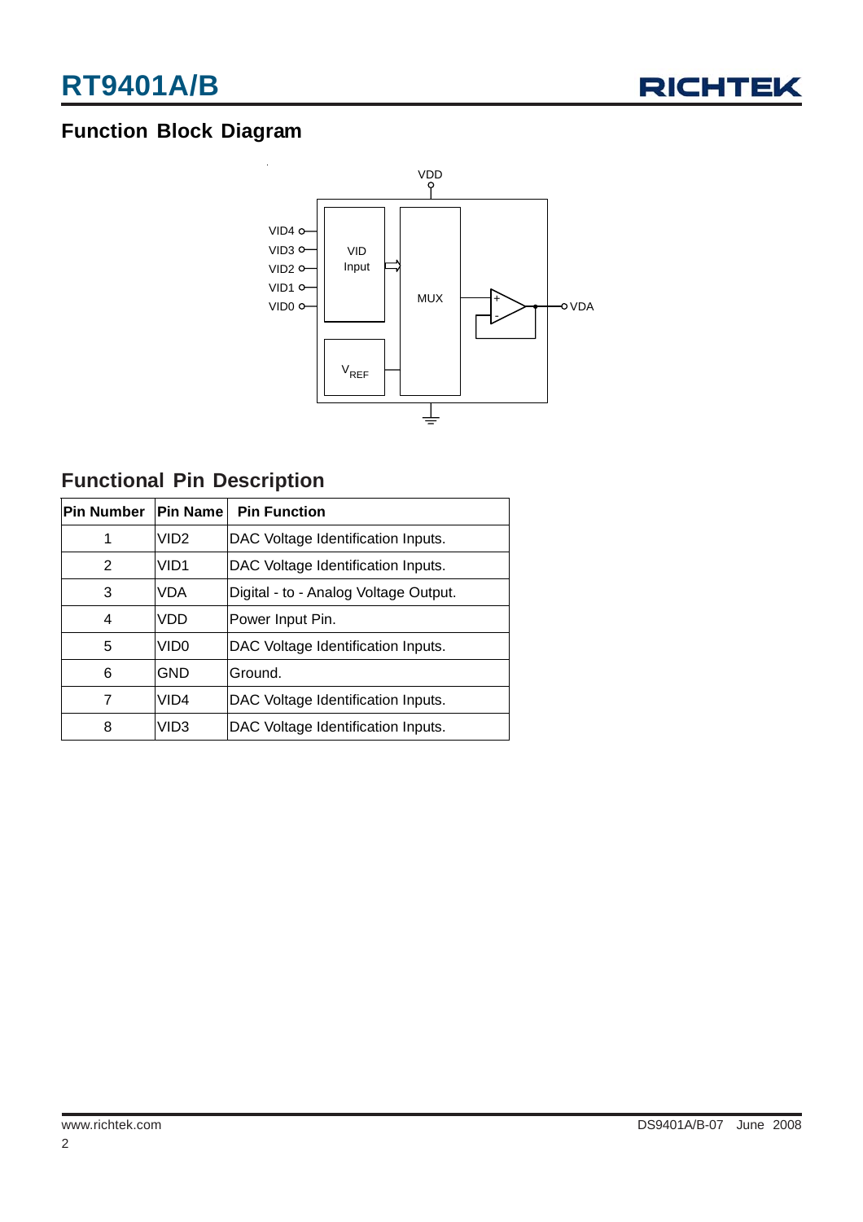## Function Block Diagram

VDD

VID4
VID3
VID2
VID1
VID0

VID Input

MUX

$V_{REF}$

VDA

## Functional Pin Description

| Pin Number | Pin Name | Pin Function |
|---|---|---|
| 1 | VID2 | DAC Voltage Identification Inputs. |
| 2 | VID1 | DAC Voltage Identification Inputs. |
| 3 | VDA | Digital - to - Analog Voltage Output. |
| 4 | VDD | Power Input Pin. |
| 5 | VID0 | DAC Voltage Identification Inputs. |
| 6 | GND | Ground. |
| 7 | VID4 | DAC Voltage Identification Inputs. |
| 8 | VID3 | DAC Voltage Identification Inputs. |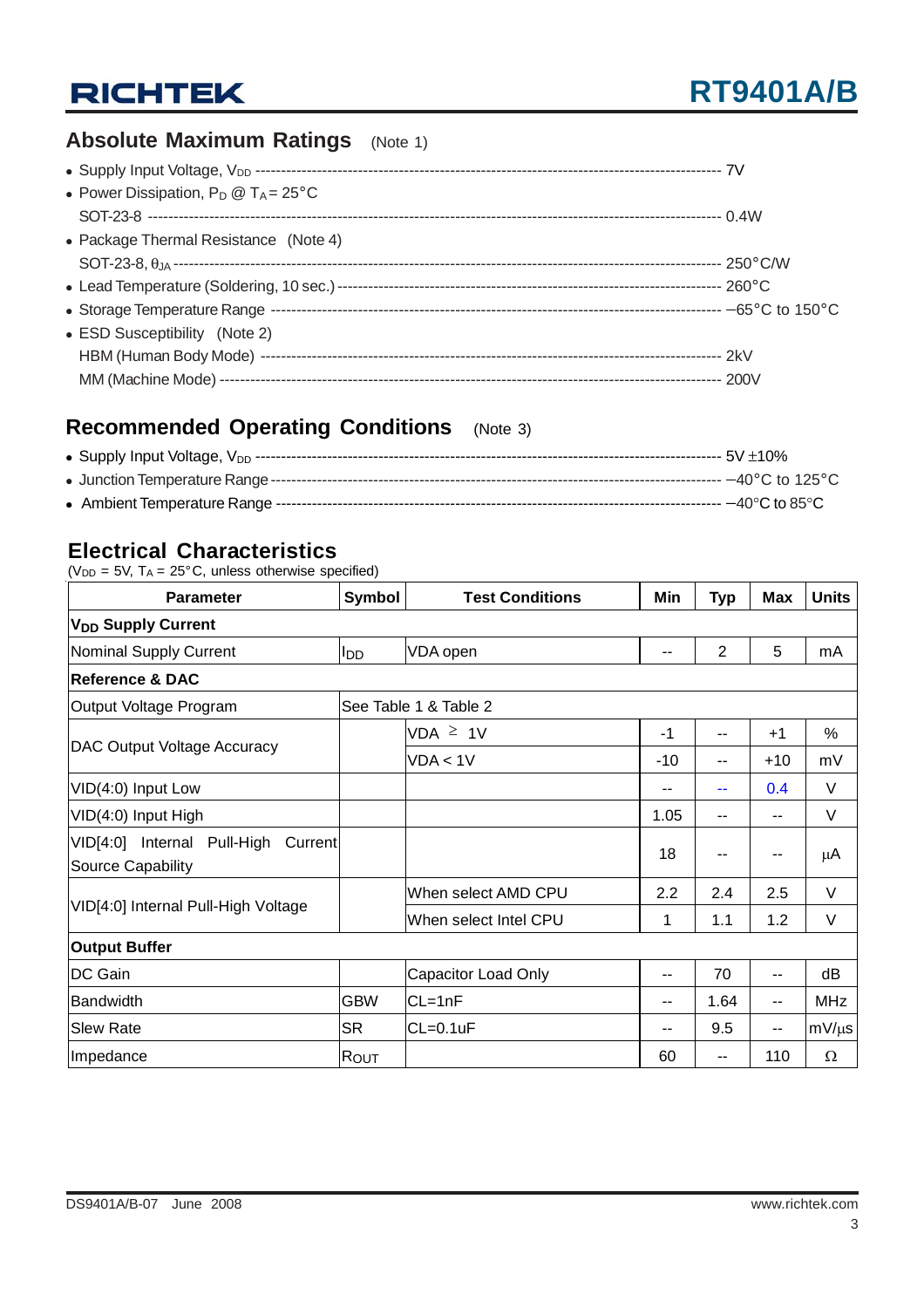## Absolute Maximum Ratings (Note 1)

- Supply Input Voltage, $V_{DD}$ ------------------------------------------------ 7V
- Power Dissipation, $P_D$ @ $T_A = 25°C$
  SOT-23-8 ------------------------------------------------ 0.4W
- Package Thermal Resistance (Note 4)
  SOT-23-8, $\theta_{JA}$ ------------------------------------------------ 250°C/W
- Lead Temperature (Soldering, 10 sec.) ------------------------------------------------ 260°C
- Storage Temperature Range ------------------------------------------------ −65°C to 150°C
- ESD Susceptibility (Note 2)
  HBM (Human Body Mode) ------------------------------------------------ 2kV
  MM (Machine Mode) ------------------------------------------------ 200V

## Recommended Operating Conditions (Note 3)

- Supply Input Voltage, $V_{DD}$ ------------------------------------------------ 5V ±10%
- Junction Temperature Range ------------------------------------------------ −40°C to 125°C
- Ambient Temperature Range ------------------------------------------------ −40°C to 85°C

## Electrical Characteristics

($V_{DD}$ = 5V, $T_A$ = 25°C, unless otherwise specified)

| Parameter | Symbol | Test Conditions | Min | Typ | Max | Units |
|---|---|---|---|---|---|---|
| **$V_{DD}$ Supply Current** | | | | | | |
| Nominal Supply Current | $I_{DD}$ | VDA open | -- | 2 | 5 | mA |
| **Reference & DAC** | | | | | | |
| Output Voltage Program | See Table 1 & Table 2 | | | | | |
| DAC Output Voltage Accuracy | | VDA ≥ 1V | -1 | -- | +1 | % |
| | | VDA < 1V | -10 | -- | +10 | mV |
| VID(4:0) Input Low | | | -- | -- | 0.4 | V |
| VID(4:0) Input High | | | 1.05 | -- | -- | V |
| VID[4:0] Internal Pull-High Current Source Capability | | | 18 | -- | -- | μA |
| VID[4:0] Internal Pull-High Voltage | | When select AMD CPU | 2.2 | 2.4 | 2.5 | V |
| | | When select Intel CPU | 1 | 1.1 | 1.2 | V |
| **Output Buffer** | | | | | | |
| DC Gain | | Capacitor Load Only | -- | 70 | -- | dB |
| Bandwidth | GBW | CL=1nF | -- | 1.64 | -- | MHz |
| Slew Rate | SR | CL=0.1uF | -- | 9.5 | -- | mV/μs |
| Impedance | $R_{OUT}$ | | 60 | -- | 110 | Ω |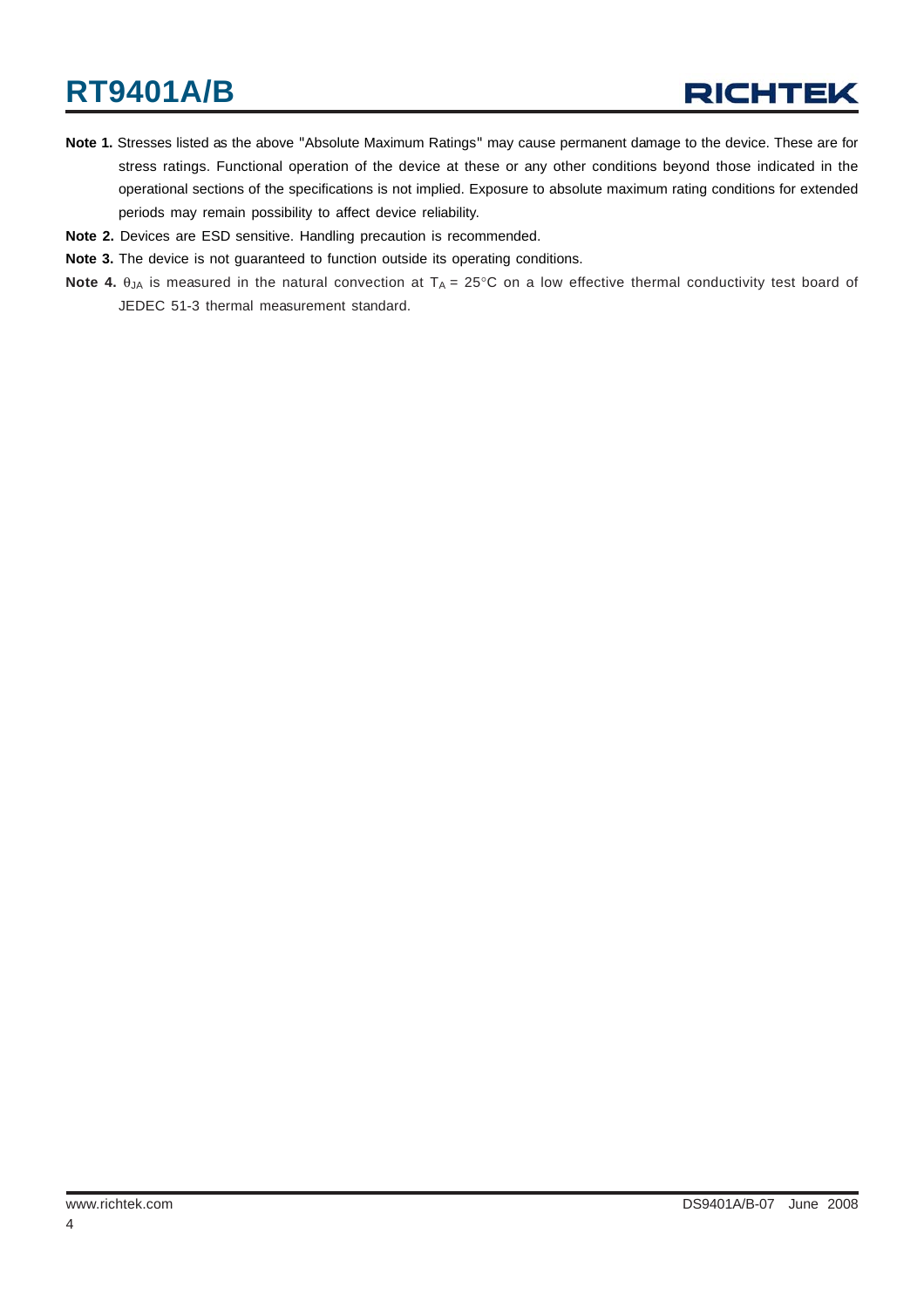**Note 1.** Stresses listed as the above "Absolute Maximum Ratings" may cause permanent damage to the device. These are for stress ratings. Functional operation of the device at these or any other conditions beyond those indicated in the operational sections of the specifications is not implied. Exposure to absolute maximum rating conditions for extended periods may remain possibility to affect device reliability.

**Note 2.** Devices are ESD sensitive. Handling precaution is recommended.

**Note 3.** The device is not guaranteed to function outside its operating conditions.

**Note 4.** $\theta_{JA}$ is measured in the natural convection at $T_A$ = 25°C on a low effective thermal conductivity test board of JEDEC 51-3 thermal measurement standard.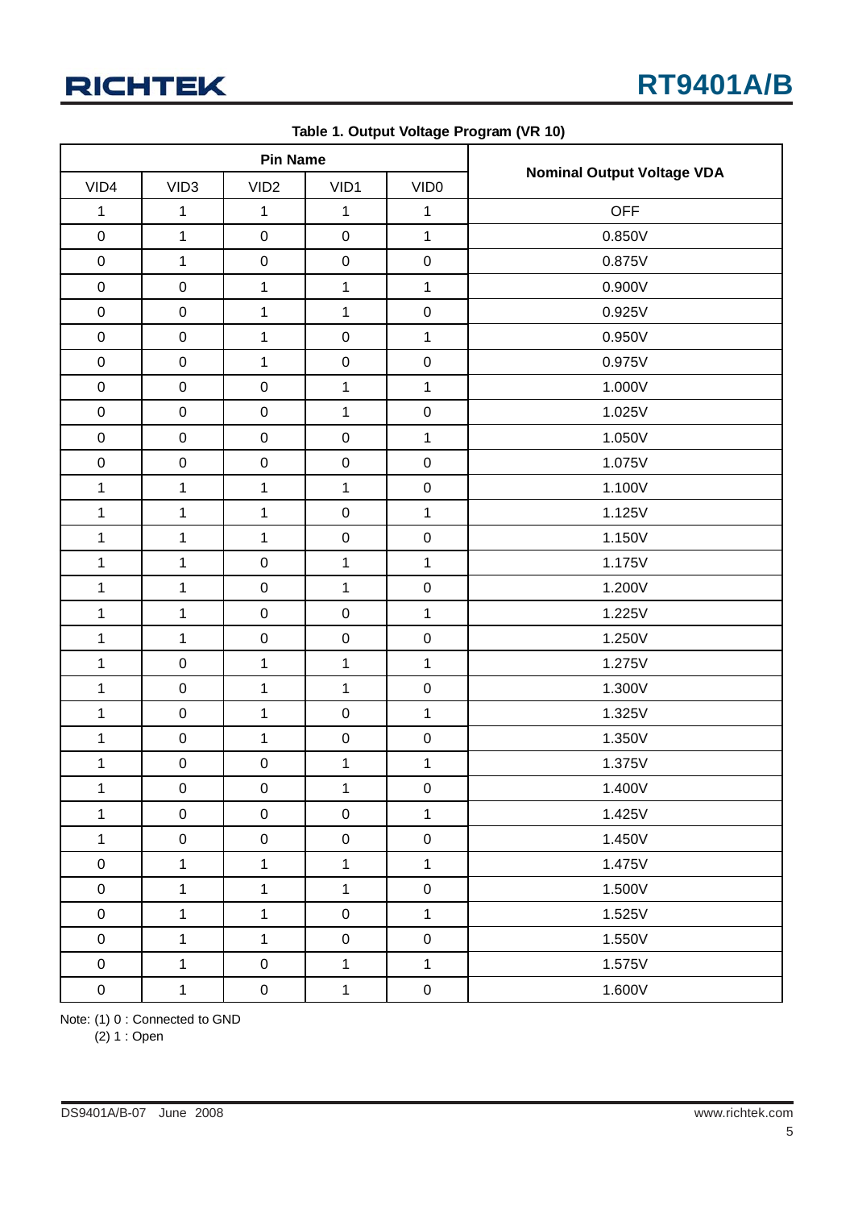**Table 1. Output Voltage Program (VR 10)**

| Pin Name | | | | | Nominal Output Voltage VDA |
|---|---|---|---|---|---|
| VID4 | VID3 | VID2 | VID1 | VID0 | |
| 1 | 1 | 1 | 1 | 1 | OFF |
| 0 | 1 | 0 | 0 | 1 | 0.850V |
| 0 | 1 | 0 | 0 | 0 | 0.875V |
| 0 | 0 | 1 | 1 | 1 | 0.900V |
| 0 | 0 | 1 | 1 | 0 | 0.925V |
| 0 | 0 | 1 | 0 | 1 | 0.950V |
| 0 | 0 | 1 | 0 | 0 | 0.975V |
| 0 | 0 | 0 | 1 | 1 | 1.000V |
| 0 | 0 | 0 | 1 | 0 | 1.025V |
| 0 | 0 | 0 | 0 | 1 | 1.050V |
| 0 | 0 | 0 | 0 | 0 | 1.075V |
| 1 | 1 | 1 | 1 | 0 | 1.100V |
| 1 | 1 | 1 | 0 | 1 | 1.125V |
| 1 | 1 | 1 | 0 | 0 | 1.150V |
| 1 | 1 | 0 | 1 | 1 | 1.175V |
| 1 | 1 | 0 | 1 | 0 | 1.200V |
| 1 | 1 | 0 | 0 | 1 | 1.225V |
| 1 | 1 | 0 | 0 | 0 | 1.250V |
| 1 | 0 | 1 | 1 | 1 | 1.275V |
| 1 | 0 | 1 | 1 | 0 | 1.300V |
| 1 | 0 | 1 | 0 | 1 | 1.325V |
| 1 | 0 | 1 | 0 | 0 | 1.350V |
| 1 | 0 | 0 | 1 | 1 | 1.375V |
| 1 | 0 | 0 | 1 | 0 | 1.400V |
| 1 | 0 | 0 | 0 | 1 | 1.425V |
| 1 | 0 | 0 | 0 | 0 | 1.450V |
| 0 | 1 | 1 | 1 | 1 | 1.475V |
| 0 | 1 | 1 | 1 | 0 | 1.500V |
| 0 | 1 | 1 | 0 | 1 | 1.525V |
| 0 | 1 | 1 | 0 | 0 | 1.550V |
| 0 | 1 | 0 | 1 | 1 | 1.575V |
| 0 | 1 | 0 | 1 | 0 | 1.600V |

Note: (1) 0 : Connected to GND
(2) 1 : Open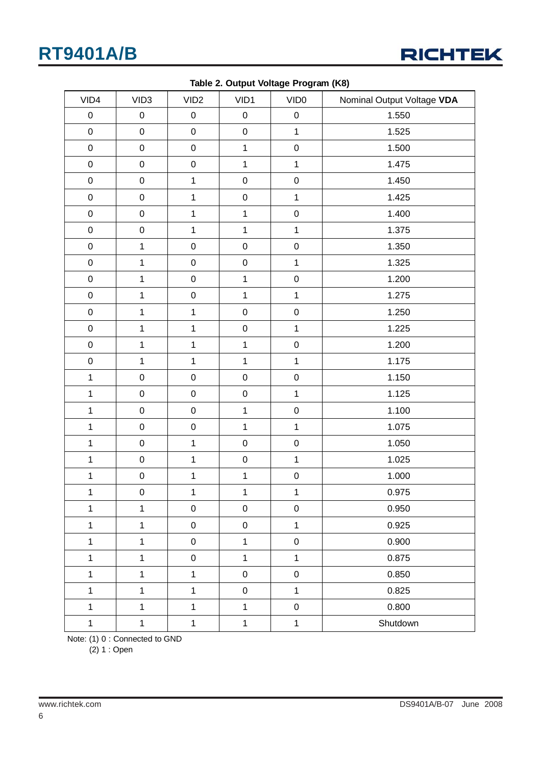**Table 2. Output Voltage Program (K8)**

| VID4 | VID3 | VID2 | VID1 | VID0 | Nominal Output Voltage **VDA** |
|---|---|---|---|---|---|
| 0 | 0 | 0 | 0 | 0 | 1.550 |
| 0 | 0 | 0 | 0 | 1 | 1.525 |
| 0 | 0 | 0 | 1 | 0 | 1.500 |
| 0 | 0 | 0 | 1 | 1 | 1.475 |
| 0 | 0 | 1 | 0 | 0 | 1.450 |
| 0 | 0 | 1 | 0 | 1 | 1.425 |
| 0 | 0 | 1 | 1 | 0 | 1.400 |
| 0 | 0 | 1 | 1 | 1 | 1.375 |
| 0 | 1 | 0 | 0 | 0 | 1.350 |
| 0 | 1 | 0 | 0 | 1 | 1.325 |
| 0 | 1 | 0 | 1 | 0 | 1.200 |
| 0 | 1 | 0 | 1 | 1 | 1.275 |
| 0 | 1 | 1 | 0 | 0 | 1.250 |
| 0 | 1 | 1 | 0 | 1 | 1.225 |
| 0 | 1 | 1 | 1 | 0 | 1.200 |
| 0 | 1 | 1 | 1 | 1 | 1.175 |
| 1 | 0 | 0 | 0 | 0 | 1.150 |
| 1 | 0 | 0 | 0 | 1 | 1.125 |
| 1 | 0 | 0 | 1 | 0 | 1.100 |
| 1 | 0 | 0 | 1 | 1 | 1.075 |
| 1 | 0 | 1 | 0 | 0 | 1.050 |
| 1 | 0 | 1 | 0 | 1 | 1.025 |
| 1 | 0 | 1 | 1 | 0 | 1.000 |
| 1 | 0 | 1 | 1 | 1 | 0.975 |
| 1 | 1 | 0 | 0 | 0 | 0.950 |
| 1 | 1 | 0 | 0 | 1 | 0.925 |
| 1 | 1 | 0 | 1 | 0 | 0.900 |
| 1 | 1 | 0 | 1 | 1 | 0.875 |
| 1 | 1 | 1 | 0 | 0 | 0.850 |
| 1 | 1 | 1 | 0 | 1 | 0.825 |
| 1 | 1 | 1 | 1 | 0 | 0.800 |
| 1 | 1 | 1 | 1 | 1 | Shutdown |

Note: (1) 0 : Connected to GND
(2) 1 : Open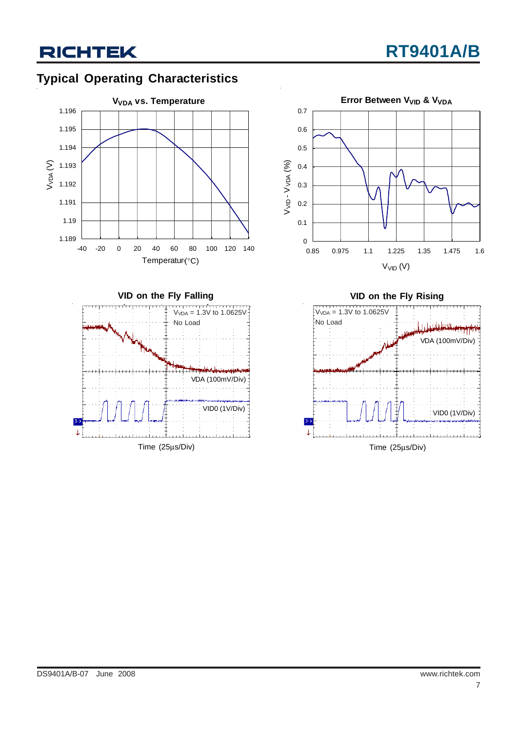## Typical Operating Characteristics

**$V_{VDA}$ vs. Temperature**

$V_{VDA}$ (V)

1.196, 1.195, 1.194, 1.193, 1.192, 1.191, 1.19, 1.189

-40, -20, 0, 20, 40, 60, 80, 100, 120, 140

Temperature (°C)

**Error Between $V_{VID}$ & $V_{VDA}$**

$V_{VID}$ - $V_{VDA}$ (%)

0.7, 0.6, 0.5, 0.4, 0.3, 0.2, 0.1, 0

0.85, 0.975, 1.1, 1.225, 1.35, 1.475, 1.6

$V_{VID}$ (V)

**VID on the Fly Falling**

$V_{VDA}$ = 1.3V to 1.0625V
No Load

VDA (100mV/Div)

VID0 (1V/Div)

Time (25μs/Div)

**VID on the Fly Rising**

$V_{VDA}$ = 1.3V to 1.0625V
No Load

VDA (100mV/Div)

VID0 (1V/Div)

Time (25μs/Div)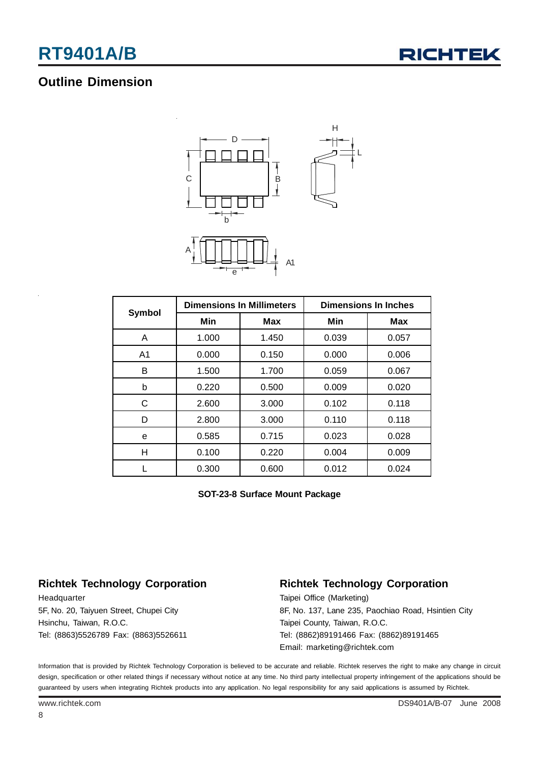## Outline Dimension

D

C

B

b

H

L

A

A1

e

| Symbol | Dimensions In Millimeters | | Dimensions In Inches | |
|---|---|---|---|---|
| | Min | Max | Min | Max |
| A | 1.000 | 1.450 | 0.039 | 0.057 |
| A1 | 0.000 | 0.150 | 0.000 | 0.006 |
| B | 1.500 | 1.700 | 0.059 | 0.067 |
| b | 0.220 | 0.500 | 0.009 | 0.020 |
| C | 2.600 | 3.000 | 0.102 | 0.118 |
| D | 2.800 | 3.000 | 0.110 | 0.118 |
| e | 0.585 | 0.715 | 0.023 | 0.028 |
| H | 0.100 | 0.220 | 0.004 | 0.009 |
| L | 0.300 | 0.600 | 0.012 | 0.024 |

**SOT-23-8 Surface Mount Package**

### Richtek Technology Corporation

Headquarter
5F, No. 20, Taiyuen Street, Chupei City
Hsinchu, Taiwan, R.O.C.
Tel: (8863)5526789 Fax: (8863)5526611

### Richtek Technology Corporation

Taipei Office (Marketing)
8F, No. 137, Lane 235, Paochiao Road, Hsintien City
Taipei County, Taiwan, R.O.C.
Tel: (8862)89191466 Fax: (8862)89191465
Email: marketing@richtek.com

Information that is provided by Richtek Technology Corporation is believed to be accurate and reliable. Richtek reserves the right to make any change in circuit design, specification or other related things if necessary without notice at any time. No third party intellectual property infringement of the applications should be guaranteed by users when integrating Richtek products into any application. No legal responsibility for any said applications is assumed by Richtek.